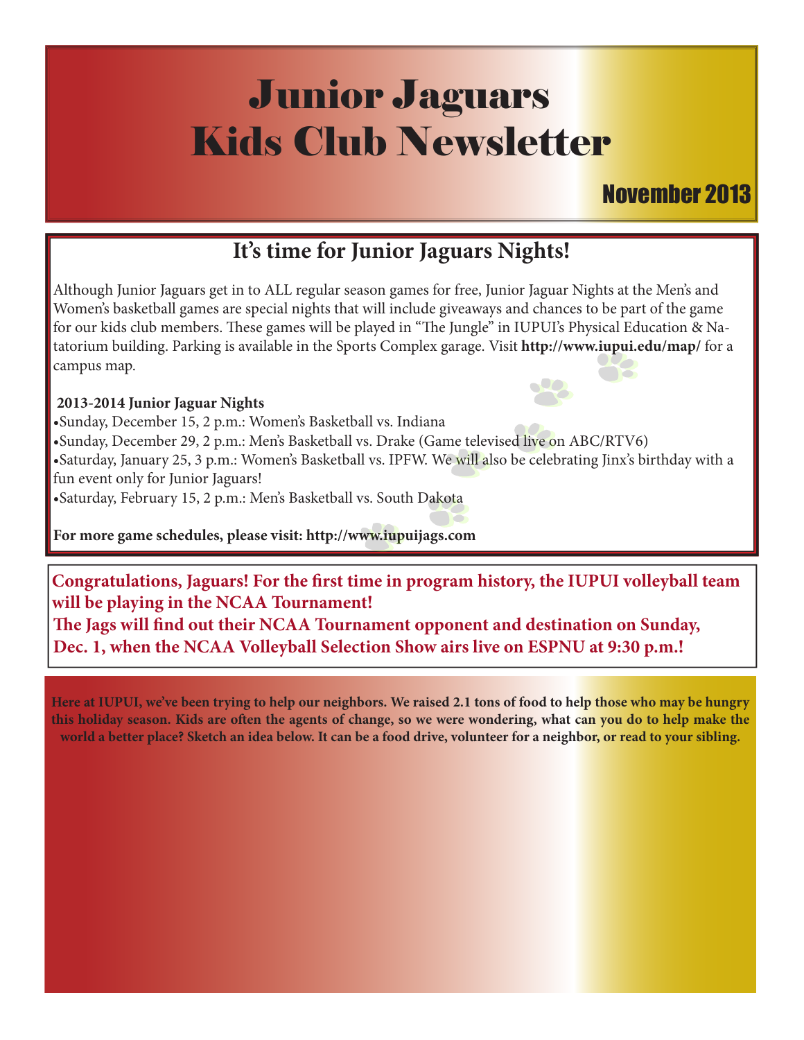# Junior Jaguars Kids Club Newsletter

November 2013

## It's time for Junior Jaguars Nights!

Although Junior Jaguars get in to ALL regular season games for free, Junior Jaguar Nights at the Men's and Women's basketball games are special nights that will include giveaways and chances to be part of the game for our kids club members. These games will be played in "The Jungle" in IUPUI's Physical Education & Natatorium building. Parking is available in the Sports Complex garage. Visit **http://www.iupui.edu/map/** for a campus map.

**2013-2014 Junior Jaguar Nights**

- Sunday, December 15, 2 p.m.: Women's Basketball vs. Indiana
- Sunday, December 29, 2 p.m.: Men's Basketball vs. Drake (Game televised live on ABC/RTV6)
- Saturday, January 25, 3 p.m.: Women's Basketball vs. IPFW. We will also be celebrating Jinx's birthday with a fun event only for Junior Jaguars!
- Saturday, February 15, 2 p.m.: Men's Basketball vs. South Dakota

**For more game schedules, please visit: http://www.iupuijags.com**

**Congratulations, Jaguars! For the first time in program history, the IUPUI volleyball team will be playing in the NCAA Tournament!**
**The Jags will find out their NCAA Tournament opponent and destination on Sunday, Dec. 1, when the NCAA Volleyball Selection Show airs live on ESPNU at 9:30 p.m.!**

**Here at IUPUI, we've been trying to help our neighbors. We raised 2.1 tons of food to help those who may be hungry this holiday season. Kids are often the agents of change, so we were wondering, what can you do to help make the world a better place? Sketch an idea below. It can be a food drive, volunteer for a neighbor, or read to your sibling.**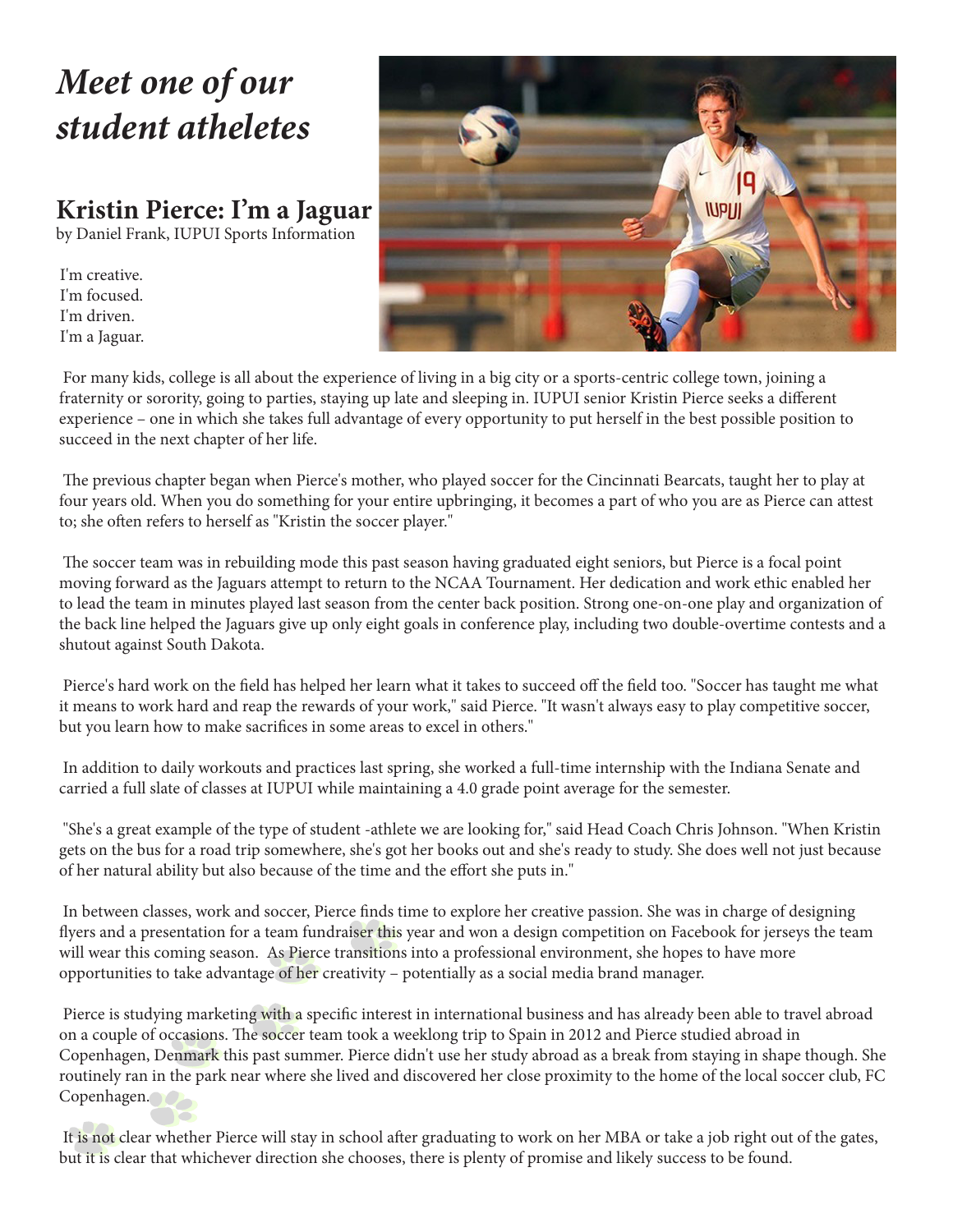# *Meet one of our student atheletes*

## Kristin Pierce: I'm a Jaguar

by Daniel Frank, IUPUI Sports Information

I'm creative.
I'm focused.
I'm driven.
I'm a Jaguar.

For many kids, college is all about the experience of living in a big city or a sports-centric college town, joining a fraternity or sorority, going to parties, staying up late and sleeping in. IUPUI senior Kristin Pierce seeks a different experience – one in which she takes full advantage of every opportunity to put herself in the best possible position to succeed in the next chapter of her life.

The previous chapter began when Pierce's mother, who played soccer for the Cincinnati Bearcats, taught her to play at four years old. When you do something for your entire upbringing, it becomes a part of who you are as Pierce can attest to; she often refers to herself as "Kristin the soccer player."

The soccer team was in rebuilding mode this past season having graduated eight seniors, but Pierce is a focal point moving forward as the Jaguars attempt to return to the NCAA Tournament. Her dedication and work ethic enabled her to lead the team in minutes played last season from the center back position. Strong one-on-one play and organization of the back line helped the Jaguars give up only eight goals in conference play, including two double-overtime contests and a shutout against South Dakota.

Pierce's hard work on the field has helped her learn what it takes to succeed off the field too. "Soccer has taught me what it means to work hard and reap the rewards of your work," said Pierce. "It wasn't always easy to play competitive soccer, but you learn how to make sacrifices in some areas to excel in others."

In addition to daily workouts and practices last spring, she worked a full-time internship with the Indiana Senate and carried a full slate of classes at IUPUI while maintaining a 4.0 grade point average for the semester.

"She's a great example of the type of student -athlete we are looking for," said Head Coach Chris Johnson. "When Kristin gets on the bus for a road trip somewhere, she's got her books out and she's ready to study. She does well not just because of her natural ability but also because of the time and the effort she puts in."

In between classes, work and soccer, Pierce finds time to explore her creative passion. She was in charge of designing flyers and a presentation for a team fundraiser this year and won a design competition on Facebook for jerseys the team will wear this coming season. As Pierce transitions into a professional environment, she hopes to have more opportunities to take advantage of her creativity – potentially as a social media brand manager.

Pierce is studying marketing with a specific interest in international business and has already been able to travel abroad on a couple of occasions. The soccer team took a weeklong trip to Spain in 2012 and Pierce studied abroad in Copenhagen, Denmark this past summer. Pierce didn't use her study abroad as a break from staying in shape though. She routinely ran in the park near where she lived and discovered her close proximity to the home of the local soccer club, FC Copenhagen.

It is not clear whether Pierce will stay in school after graduating to work on her MBA or take a job right out of the gates, but it is clear that whichever direction she chooses, there is plenty of promise and likely success to be found.